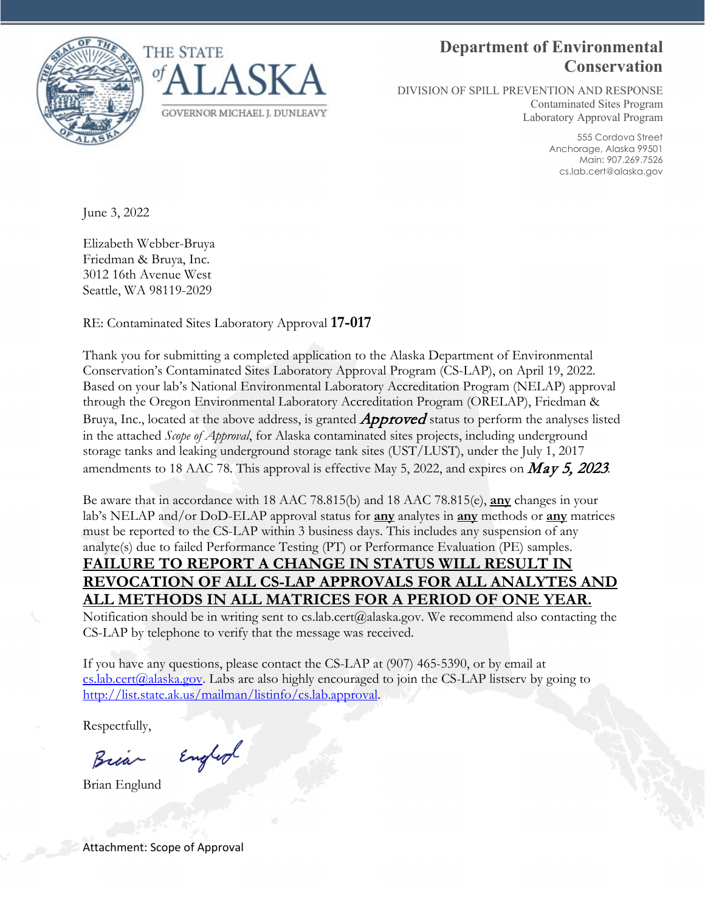THE STATE of ALASKA

GOVERNOR MICHAEL J. DUNLEAVY

**Department of Environmental Conservation**

DIVISION OF SPILL PREVENTION AND RESPONSE
Contaminated Sites Program
Laboratory Approval Program

555 Cordova Street
Anchorage, Alaska 99501
Main: 907.269.7526
cs.lab.cert@alaska.gov

June 3, 2022

Elizabeth Webber-Bruya
Friedman & Bruya, Inc.
3012 16th Avenue West
Seattle, WA 98119-2029

RE: Contaminated Sites Laboratory Approval **17-017**

Thank you for submitting a completed application to the Alaska Department of Environmental Conservation's Contaminated Sites Laboratory Approval Program (CS-LAP), on April 19, 2022. Based on your lab's National Environmental Laboratory Accreditation Program (NELAP) approval through the Oregon Environmental Laboratory Accreditation Program (ORELAP), Friedman & Bruya, Inc., located at the above address, is granted ***Approved*** status to perform the analyses listed in the attached *Scope of Approval*, for Alaska contaminated sites projects, including underground storage tanks and leaking underground storage tank sites (UST/LUST), under the July 1, 2017 amendments to 18 AAC 78. This approval is effective May 5, 2022, and expires on ***May 5, 2023***.

Be aware that in accordance with 18 AAC 78.815(b) and 18 AAC 78.815(e), **any** changes in your lab's NELAP and/or DoD-ELAP approval status for **any** analytes in **any** methods or **any** matrices must be reported to the CS-LAP within 3 business days. This includes any suspension of any analyte(s) due to failed Performance Testing (PT) or Performance Evaluation (PE) samples.

**FAILURE TO REPORT A CHANGE IN STATUS WILL RESULT IN REVOCATION OF ALL CS-LAP APPROVALS FOR ALL ANALYTES AND ALL METHODS IN ALL MATRICES FOR A PERIOD OF ONE YEAR.**

Notification should be in writing sent to cs.lab.cert@alaska.gov. We recommend also contacting the CS-LAP by telephone to verify that the message was received.

If you have any questions, please contact the CS-LAP at (907) 465-5390, or by email at cs.lab.cert@alaska.gov. Labs are also highly encouraged to join the CS-LAP listserv by going to http://list.state.ak.us/mailman/listinfo/cs.lab.approval.

Respectfully,

Brian Englund

Brian Englund

Attachment: Scope of Approval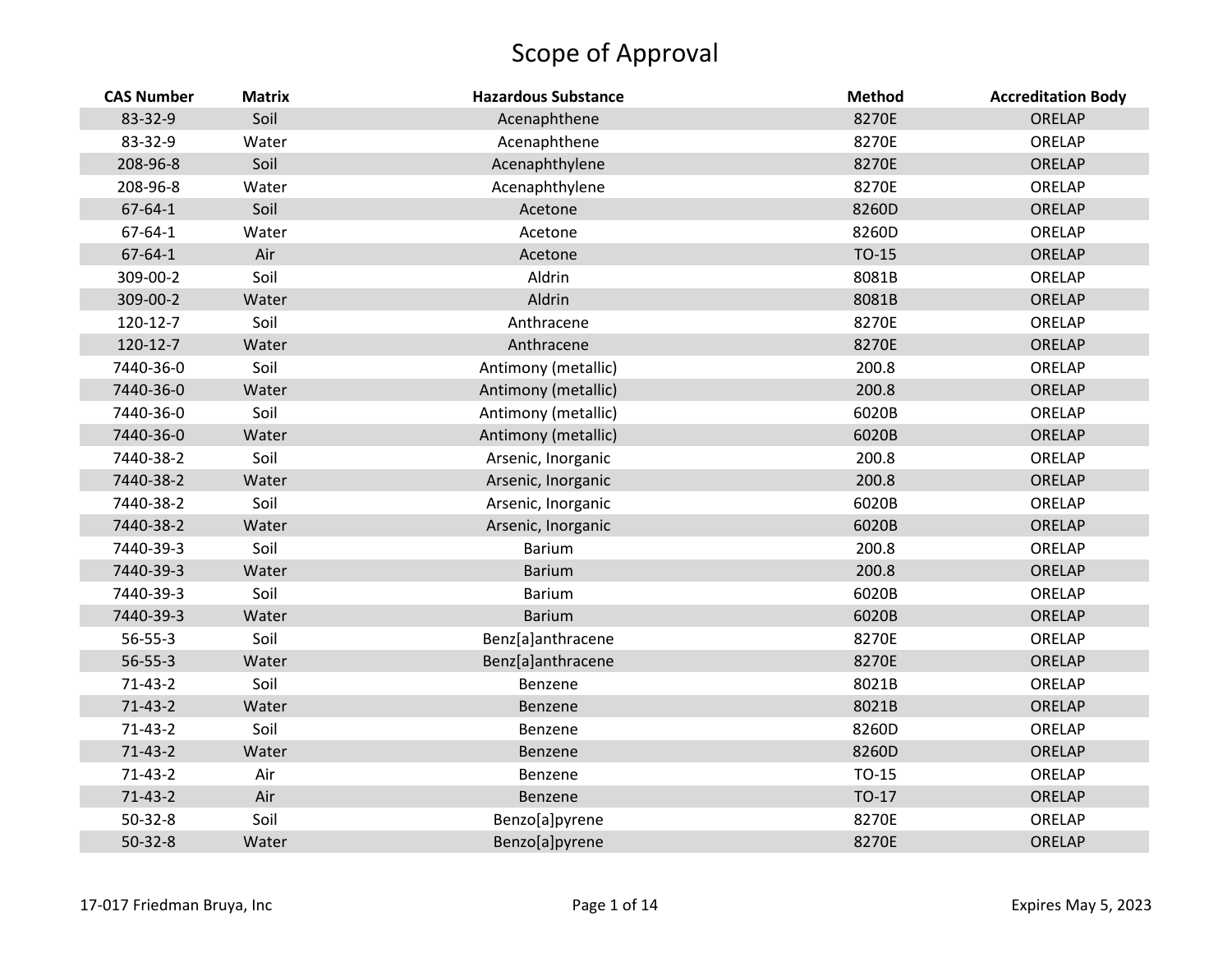# Scope of Approval

| CAS Number | Matrix | Hazardous Substance | Method | Accreditation Body |
|---|---|---|---|---|
| 83-32-9 | Soil | Acenaphthene | 8270E | ORELAP |
| 83-32-9 | Water | Acenaphthene | 8270E | ORELAP |
| 208-96-8 | Soil | Acenaphthylene | 8270E | ORELAP |
| 208-96-8 | Water | Acenaphthylene | 8270E | ORELAP |
| 67-64-1 | Soil | Acetone | 8260D | ORELAP |
| 67-64-1 | Water | Acetone | 8260D | ORELAP |
| 67-64-1 | Air | Acetone | TO-15 | ORELAP |
| 309-00-2 | Soil | Aldrin | 8081B | ORELAP |
| 309-00-2 | Water | Aldrin | 8081B | ORELAP |
| 120-12-7 | Soil | Anthracene | 8270E | ORELAP |
| 120-12-7 | Water | Anthracene | 8270E | ORELAP |
| 7440-36-0 | Soil | Antimony (metallic) | 200.8 | ORELAP |
| 7440-36-0 | Water | Antimony (metallic) | 200.8 | ORELAP |
| 7440-36-0 | Soil | Antimony (metallic) | 6020B | ORELAP |
| 7440-36-0 | Water | Antimony (metallic) | 6020B | ORELAP |
| 7440-38-2 | Soil | Arsenic, Inorganic | 200.8 | ORELAP |
| 7440-38-2 | Water | Arsenic, Inorganic | 200.8 | ORELAP |
| 7440-38-2 | Soil | Arsenic, Inorganic | 6020B | ORELAP |
| 7440-38-2 | Water | Arsenic, Inorganic | 6020B | ORELAP |
| 7440-39-3 | Soil | Barium | 200.8 | ORELAP |
| 7440-39-3 | Water | Barium | 200.8 | ORELAP |
| 7440-39-3 | Soil | Barium | 6020B | ORELAP |
| 7440-39-3 | Water | Barium | 6020B | ORELAP |
| 56-55-3 | Soil | Benz[a]anthracene | 8270E | ORELAP |
| 56-55-3 | Water | Benz[a]anthracene | 8270E | ORELAP |
| 71-43-2 | Soil | Benzene | 8021B | ORELAP |
| 71-43-2 | Water | Benzene | 8021B | ORELAP |
| 71-43-2 | Soil | Benzene | 8260D | ORELAP |
| 71-43-2 | Water | Benzene | 8260D | ORELAP |
| 71-43-2 | Air | Benzene | TO-15 | ORELAP |
| 71-43-2 | Air | Benzene | TO-17 | ORELAP |
| 50-32-8 | Soil | Benzo[a]pyrene | 8270E | ORELAP |
| 50-32-8 | Water | Benzo[a]pyrene | 8270E | ORELAP |

17-017 Friedman Bruya, Inc

Expires May 5, 2023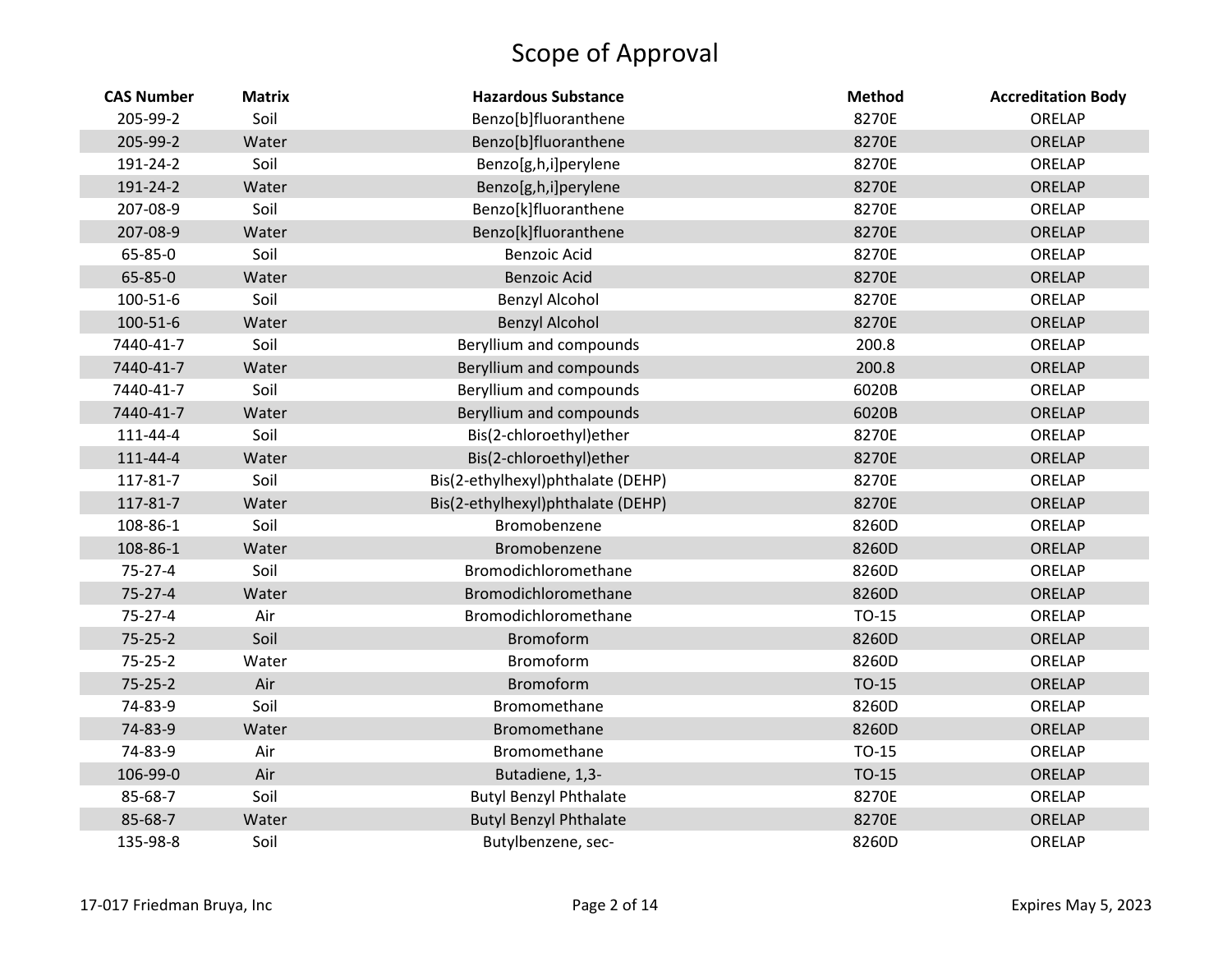# Scope of Approval

| CAS Number | Matrix | Hazardous Substance | Method | Accreditation Body |
|---|---|---|---|---|
| 205-99-2 | Soil | Benzo[b]fluoranthene | 8270E | ORELAP |
| 205-99-2 | Water | Benzo[b]fluoranthene | 8270E | ORELAP |
| 191-24-2 | Soil | Benzo[g,h,i]perylene | 8270E | ORELAP |
| 191-24-2 | Water | Benzo[g,h,i]perylene | 8270E | ORELAP |
| 207-08-9 | Soil | Benzo[k]fluoranthene | 8270E | ORELAP |
| 207-08-9 | Water | Benzo[k]fluoranthene | 8270E | ORELAP |
| 65-85-0 | Soil | Benzoic Acid | 8270E | ORELAP |
| 65-85-0 | Water | Benzoic Acid | 8270E | ORELAP |
| 100-51-6 | Soil | Benzyl Alcohol | 8270E | ORELAP |
| 100-51-6 | Water | Benzyl Alcohol | 8270E | ORELAP |
| 7440-41-7 | Soil | Beryllium and compounds | 200.8 | ORELAP |
| 7440-41-7 | Water | Beryllium and compounds | 200.8 | ORELAP |
| 7440-41-7 | Soil | Beryllium and compounds | 6020B | ORELAP |
| 7440-41-7 | Water | Beryllium and compounds | 6020B | ORELAP |
| 111-44-4 | Soil | Bis(2-chloroethyl)ether | 8270E | ORELAP |
| 111-44-4 | Water | Bis(2-chloroethyl)ether | 8270E | ORELAP |
| 117-81-7 | Soil | Bis(2-ethylhexyl)phthalate (DEHP) | 8270E | ORELAP |
| 117-81-7 | Water | Bis(2-ethylhexyl)phthalate (DEHP) | 8270E | ORELAP |
| 108-86-1 | Soil | Bromobenzene | 8260D | ORELAP |
| 108-86-1 | Water | Bromobenzene | 8260D | ORELAP |
| 75-27-4 | Soil | Bromodichloromethane | 8260D | ORELAP |
| 75-27-4 | Water | Bromodichloromethane | 8260D | ORELAP |
| 75-27-4 | Air | Bromodichloromethane | TO-15 | ORELAP |
| 75-25-2 | Soil | Bromoform | 8260D | ORELAP |
| 75-25-2 | Water | Bromoform | 8260D | ORELAP |
| 75-25-2 | Air | Bromoform | TO-15 | ORELAP |
| 74-83-9 | Soil | Bromomethane | 8260D | ORELAP |
| 74-83-9 | Water | Bromomethane | 8260D | ORELAP |
| 74-83-9 | Air | Bromomethane | TO-15 | ORELAP |
| 106-99-0 | Air | Butadiene, 1,3- | TO-15 | ORELAP |
| 85-68-7 | Soil | Butyl Benzyl Phthalate | 8270E | ORELAP |
| 85-68-7 | Water | Butyl Benzyl Phthalate | 8270E | ORELAP |
| 135-98-8 | Soil | Butylbenzene, sec- | 8260D | ORELAP |

17-017 Friedman Bruya, Inc

Expires May 5, 2023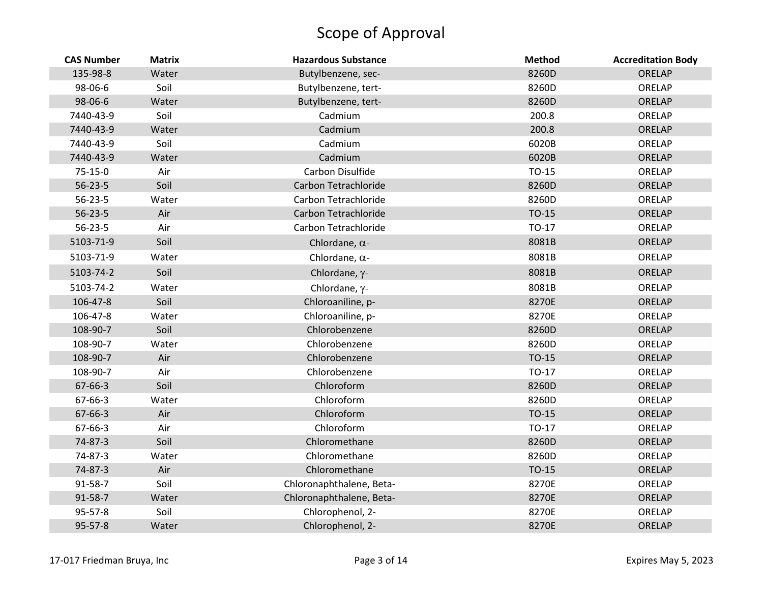# Scope of Approval

| CAS Number | Matrix | Hazardous Substance | Method | Accreditation Body |
|---|---|---|---|---|
| 135-98-8 | Water | Butylbenzene, sec- | 8260D | ORELAP |
| 98-06-6 | Soil | Butylbenzene, tert- | 8260D | ORELAP |
| 98-06-6 | Water | Butylbenzene, tert- | 8260D | ORELAP |
| 7440-43-9 | Soil | Cadmium | 200.8 | ORELAP |
| 7440-43-9 | Water | Cadmium | 200.8 | ORELAP |
| 7440-43-9 | Soil | Cadmium | 6020B | ORELAP |
| 7440-43-9 | Water | Cadmium | 6020B | ORELAP |
| 75-15-0 | Air | Carbon Disulfide | TO-15 | ORELAP |
| 56-23-5 | Soil | Carbon Tetrachloride | 8260D | ORELAP |
| 56-23-5 | Water | Carbon Tetrachloride | 8260D | ORELAP |
| 56-23-5 | Air | Carbon Tetrachloride | TO-15 | ORELAP |
| 56-23-5 | Air | Carbon Tetrachloride | TO-17 | ORELAP |
| 5103-71-9 | Soil | Chlordane, $\alpha$- | 8081B | ORELAP |
| 5103-71-9 | Water | Chlordane, $\alpha$- | 8081B | ORELAP |
| 5103-74-2 | Soil | Chlordane, $\gamma$- | 8081B | ORELAP |
| 5103-74-2 | Water | Chlordane, $\gamma$- | 8081B | ORELAP |
| 106-47-8 | Soil | Chloroaniline, p- | 8270E | ORELAP |
| 106-47-8 | Water | Chloroaniline, p- | 8270E | ORELAP |
| 108-90-7 | Soil | Chlorobenzene | 8260D | ORELAP |
| 108-90-7 | Water | Chlorobenzene | 8260D | ORELAP |
| 108-90-7 | Air | Chlorobenzene | TO-15 | ORELAP |
| 108-90-7 | Air | Chlorobenzene | TO-17 | ORELAP |
| 67-66-3 | Soil | Chloroform | 8260D | ORELAP |
| 67-66-3 | Water | Chloroform | 8260D | ORELAP |
| 67-66-3 | Air | Chloroform | TO-15 | ORELAP |
| 67-66-3 | Air | Chloroform | TO-17 | ORELAP |
| 74-87-3 | Soil | Chloromethane | 8260D | ORELAP |
| 74-87-3 | Water | Chloromethane | 8260D | ORELAP |
| 74-87-3 | Air | Chloromethane | TO-15 | ORELAP |
| 91-58-7 | Soil | Chloronaphthalene, Beta- | 8270E | ORELAP |
| 91-58-7 | Water | Chloronaphthalene, Beta- | 8270E | ORELAP |
| 95-57-8 | Soil | Chlorophenol, 2- | 8270E | ORELAP |
| 95-57-8 | Water | Chlorophenol, 2- | 8270E | ORELAP |

17-017 Friedman Bruya, Inc — Expires May 5, 2023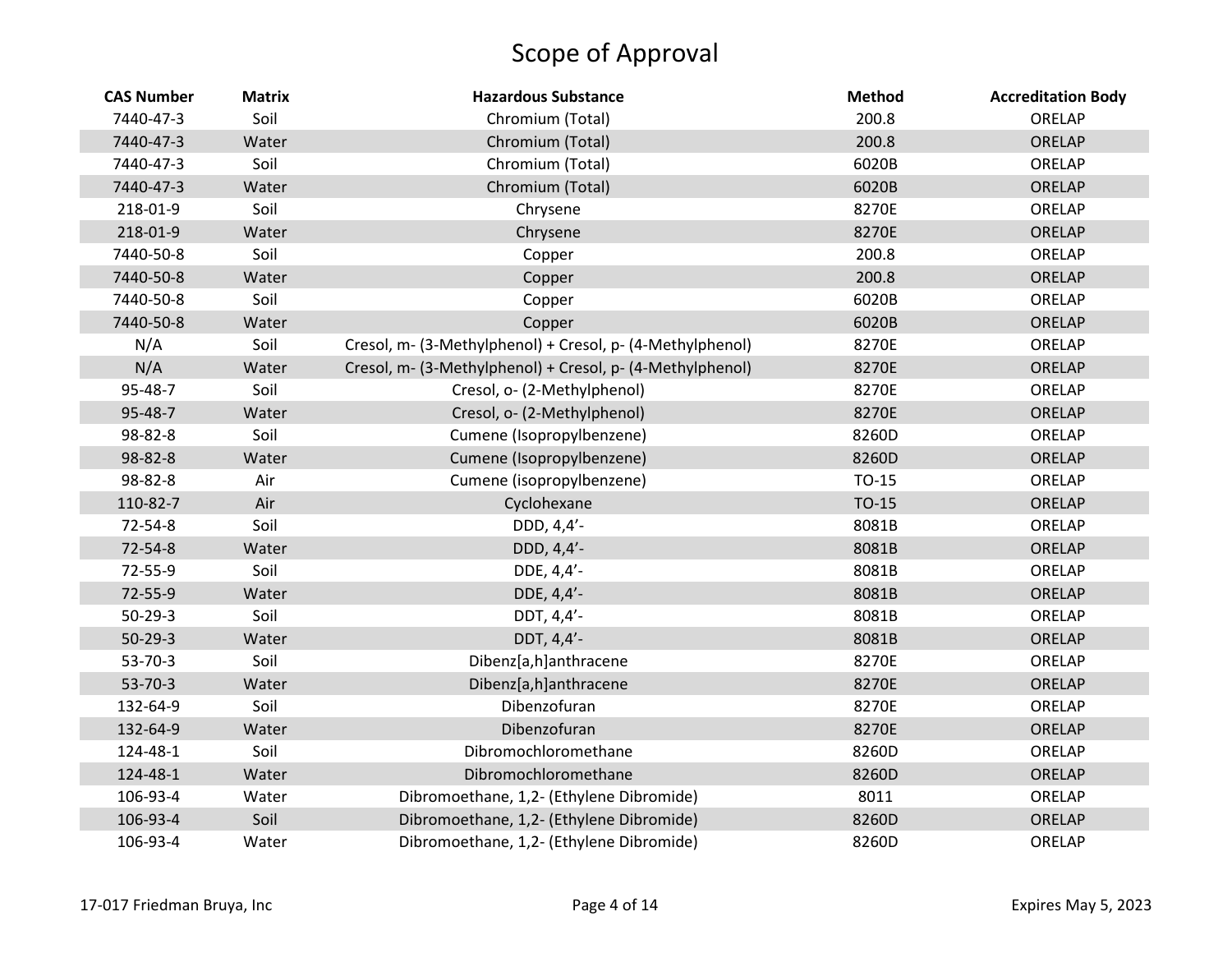# Scope of Approval

| CAS Number | Matrix | Hazardous Substance | Method | Accreditation Body |
|---|---|---|---|---|
| 7440-47-3 | Soil | Chromium (Total) | 200.8 | ORELAP |
| 7440-47-3 | Water | Chromium (Total) | 200.8 | ORELAP |
| 7440-47-3 | Soil | Chromium (Total) | 6020B | ORELAP |
| 7440-47-3 | Water | Chromium (Total) | 6020B | ORELAP |
| 218-01-9 | Soil | Chrysene | 8270E | ORELAP |
| 218-01-9 | Water | Chrysene | 8270E | ORELAP |
| 7440-50-8 | Soil | Copper | 200.8 | ORELAP |
| 7440-50-8 | Water | Copper | 200.8 | ORELAP |
| 7440-50-8 | Soil | Copper | 6020B | ORELAP |
| 7440-50-8 | Water | Copper | 6020B | ORELAP |
| N/A | Soil | Cresol, m- (3-Methylphenol) + Cresol, p- (4-Methylphenol) | 8270E | ORELAP |
| N/A | Water | Cresol, m- (3-Methylphenol) + Cresol, p- (4-Methylphenol) | 8270E | ORELAP |
| 95-48-7 | Soil | Cresol, o- (2-Methylphenol) | 8270E | ORELAP |
| 95-48-7 | Water | Cresol, o- (2-Methylphenol) | 8270E | ORELAP |
| 98-82-8 | Soil | Cumene (Isopropylbenzene) | 8260D | ORELAP |
| 98-82-8 | Water | Cumene (Isopropylbenzene) | 8260D | ORELAP |
| 98-82-8 | Air | Cumene (isopropylbenzene) | TO-15 | ORELAP |
| 110-82-7 | Air | Cyclohexane | TO-15 | ORELAP |
| 72-54-8 | Soil | DDD, 4,4'- | 8081B | ORELAP |
| 72-54-8 | Water | DDD, 4,4'- | 8081B | ORELAP |
| 72-55-9 | Soil | DDE, 4,4'- | 8081B | ORELAP |
| 72-55-9 | Water | DDE, 4,4'- | 8081B | ORELAP |
| 50-29-3 | Soil | DDT, 4,4'- | 8081B | ORELAP |
| 50-29-3 | Water | DDT, 4,4'- | 8081B | ORELAP |
| 53-70-3 | Soil | Dibenz[a,h]anthracene | 8270E | ORELAP |
| 53-70-3 | Water | Dibenz[a,h]anthracene | 8270E | ORELAP |
| 132-64-9 | Soil | Dibenzofuran | 8270E | ORELAP |
| 132-64-9 | Water | Dibenzofuran | 8270E | ORELAP |
| 124-48-1 | Soil | Dibromochloromethane | 8260D | ORELAP |
| 124-48-1 | Water | Dibromochloromethane | 8260D | ORELAP |
| 106-93-4 | Water | Dibromoethane, 1,2- (Ethylene Dibromide) | 8011 | ORELAP |
| 106-93-4 | Soil | Dibromoethane, 1,2- (Ethylene Dibromide) | 8260D | ORELAP |
| 106-93-4 | Water | Dibromoethane, 1,2- (Ethylene Dibromide) | 8260D | ORELAP |

17-017 Friedman Bruya, Inc | Expires May 5, 2023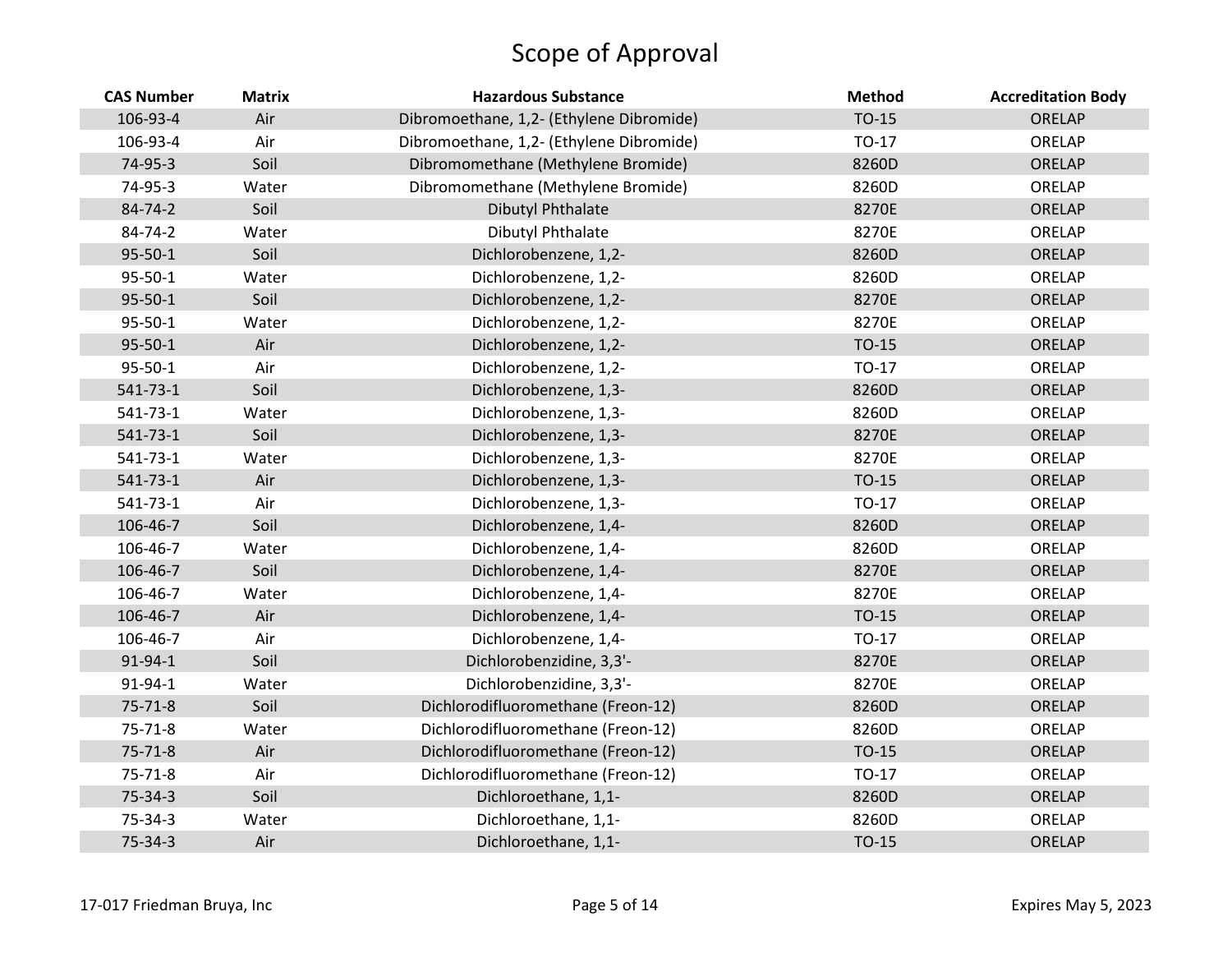# Scope of Approval

| CAS Number | Matrix | Hazardous Substance | Method | Accreditation Body |
|---|---|---|---|---|
| 106-93-4 | Air | Dibromoethane, 1,2- (Ethylene Dibromide) | TO-15 | ORELAP |
| 106-93-4 | Air | Dibromoethane, 1,2- (Ethylene Dibromide) | TO-17 | ORELAP |
| 74-95-3 | Soil | Dibromomethane (Methylene Bromide) | 8260D | ORELAP |
| 74-95-3 | Water | Dibromomethane (Methylene Bromide) | 8260D | ORELAP |
| 84-74-2 | Soil | Dibutyl Phthalate | 8270E | ORELAP |
| 84-74-2 | Water | Dibutyl Phthalate | 8270E | ORELAP |
| 95-50-1 | Soil | Dichlorobenzene, 1,2- | 8260D | ORELAP |
| 95-50-1 | Water | Dichlorobenzene, 1,2- | 8260D | ORELAP |
| 95-50-1 | Soil | Dichlorobenzene, 1,2- | 8270E | ORELAP |
| 95-50-1 | Water | Dichlorobenzene, 1,2- | 8270E | ORELAP |
| 95-50-1 | Air | Dichlorobenzene, 1,2- | TO-15 | ORELAP |
| 95-50-1 | Air | Dichlorobenzene, 1,2- | TO-17 | ORELAP |
| 541-73-1 | Soil | Dichlorobenzene, 1,3- | 8260D | ORELAP |
| 541-73-1 | Water | Dichlorobenzene, 1,3- | 8260D | ORELAP |
| 541-73-1 | Soil | Dichlorobenzene, 1,3- | 8270E | ORELAP |
| 541-73-1 | Water | Dichlorobenzene, 1,3- | 8270E | ORELAP |
| 541-73-1 | Air | Dichlorobenzene, 1,3- | TO-15 | ORELAP |
| 541-73-1 | Air | Dichlorobenzene, 1,3- | TO-17 | ORELAP |
| 106-46-7 | Soil | Dichlorobenzene, 1,4- | 8260D | ORELAP |
| 106-46-7 | Water | Dichlorobenzene, 1,4- | 8260D | ORELAP |
| 106-46-7 | Soil | Dichlorobenzene, 1,4- | 8270E | ORELAP |
| 106-46-7 | Water | Dichlorobenzene, 1,4- | 8270E | ORELAP |
| 106-46-7 | Air | Dichlorobenzene, 1,4- | TO-15 | ORELAP |
| 106-46-7 | Air | Dichlorobenzene, 1,4- | TO-17 | ORELAP |
| 91-94-1 | Soil | Dichlorobenzidine, 3,3'- | 8270E | ORELAP |
| 91-94-1 | Water | Dichlorobenzidine, 3,3'- | 8270E | ORELAP |
| 75-71-8 | Soil | Dichlorodifluoromethane (Freon-12) | 8260D | ORELAP |
| 75-71-8 | Water | Dichlorodifluoromethane (Freon-12) | 8260D | ORELAP |
| 75-71-8 | Air | Dichlorodifluoromethane (Freon-12) | TO-15 | ORELAP |
| 75-71-8 | Air | Dichlorodifluoromethane (Freon-12) | TO-17 | ORELAP |
| 75-34-3 | Soil | Dichloroethane, 1,1- | 8260D | ORELAP |
| 75-34-3 | Water | Dichloroethane, 1,1- | 8260D | ORELAP |
| 75-34-3 | Air | Dichloroethane, 1,1- | TO-15 | ORELAP |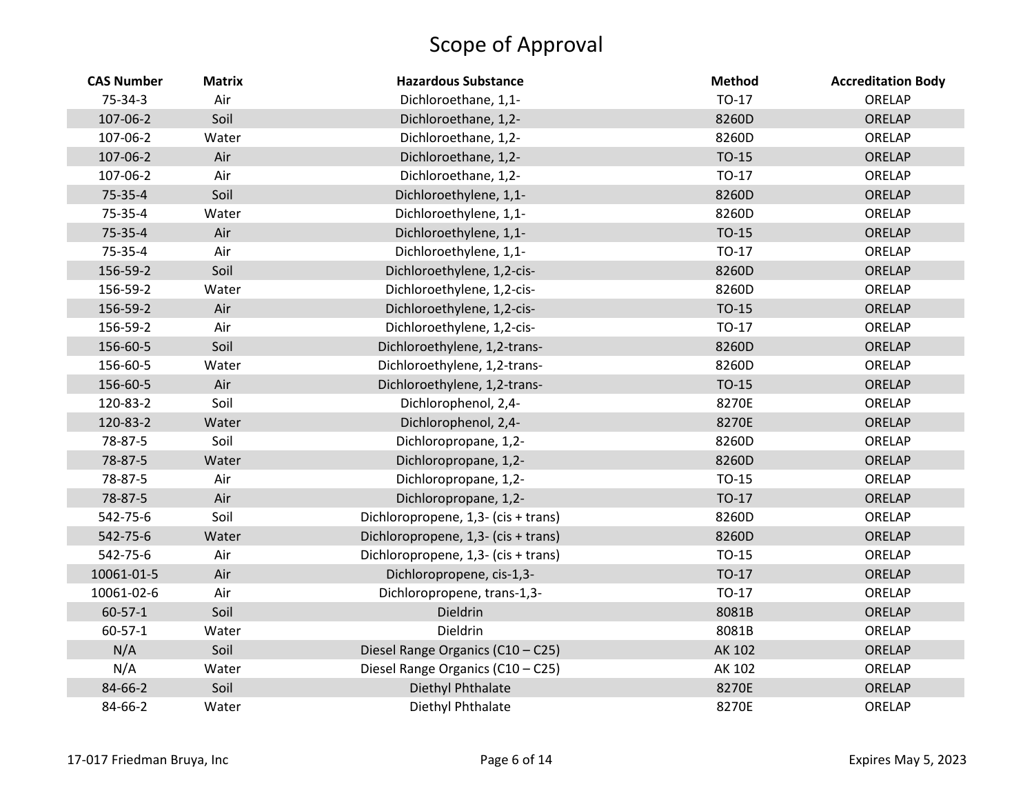# Scope of Approval

| CAS Number | Matrix | Hazardous Substance | Method | Accreditation Body |
|---|---|---|---|---|
| 75-34-3 | Air | Dichloroethane, 1,1- | TO-17 | ORELAP |
| 107-06-2 | Soil | Dichloroethane, 1,2- | 8260D | ORELAP |
| 107-06-2 | Water | Dichloroethane, 1,2- | 8260D | ORELAP |
| 107-06-2 | Air | Dichloroethane, 1,2- | TO-15 | ORELAP |
| 107-06-2 | Air | Dichloroethane, 1,2- | TO-17 | ORELAP |
| 75-35-4 | Soil | Dichloroethylene, 1,1- | 8260D | ORELAP |
| 75-35-4 | Water | Dichloroethylene, 1,1- | 8260D | ORELAP |
| 75-35-4 | Air | Dichloroethylene, 1,1- | TO-15 | ORELAP |
| 75-35-4 | Air | Dichloroethylene, 1,1- | TO-17 | ORELAP |
| 156-59-2 | Soil | Dichloroethylene, 1,2-cis- | 8260D | ORELAP |
| 156-59-2 | Water | Dichloroethylene, 1,2-cis- | 8260D | ORELAP |
| 156-59-2 | Air | Dichloroethylene, 1,2-cis- | TO-15 | ORELAP |
| 156-59-2 | Air | Dichloroethylene, 1,2-cis- | TO-17 | ORELAP |
| 156-60-5 | Soil | Dichloroethylene, 1,2-trans- | 8260D | ORELAP |
| 156-60-5 | Water | Dichloroethylene, 1,2-trans- | 8260D | ORELAP |
| 156-60-5 | Air | Dichloroethylene, 1,2-trans- | TO-15 | ORELAP |
| 120-83-2 | Soil | Dichlorophenol, 2,4- | 8270E | ORELAP |
| 120-83-2 | Water | Dichlorophenol, 2,4- | 8270E | ORELAP |
| 78-87-5 | Soil | Dichloropropane, 1,2- | 8260D | ORELAP |
| 78-87-5 | Water | Dichloropropane, 1,2- | 8260D | ORELAP |
| 78-87-5 | Air | Dichloropropane, 1,2- | TO-15 | ORELAP |
| 78-87-5 | Air | Dichloropropane, 1,2- | TO-17 | ORELAP |
| 542-75-6 | Soil | Dichloropropene, 1,3- (cis + trans) | 8260D | ORELAP |
| 542-75-6 | Water | Dichloropropene, 1,3- (cis + trans) | 8260D | ORELAP |
| 542-75-6 | Air | Dichloropropene, 1,3- (cis + trans) | TO-15 | ORELAP |
| 10061-01-5 | Air | Dichloropropene, cis-1,3- | TO-17 | ORELAP |
| 10061-02-6 | Air | Dichloropropene, trans-1,3- | TO-17 | ORELAP |
| 60-57-1 | Soil | Dieldrin | 8081B | ORELAP |
| 60-57-1 | Water | Dieldrin | 8081B | ORELAP |
| N/A | Soil | Diesel Range Organics (C10 – C25) | AK 102 | ORELAP |
| N/A | Water | Diesel Range Organics (C10 – C25) | AK 102 | ORELAP |
| 84-66-2 | Soil | Diethyl Phthalate | 8270E | ORELAP |
| 84-66-2 | Water | Diethyl Phthalate | 8270E | ORELAP |

17-017 Friedman Bruya, Inc

Expires May 5, 2023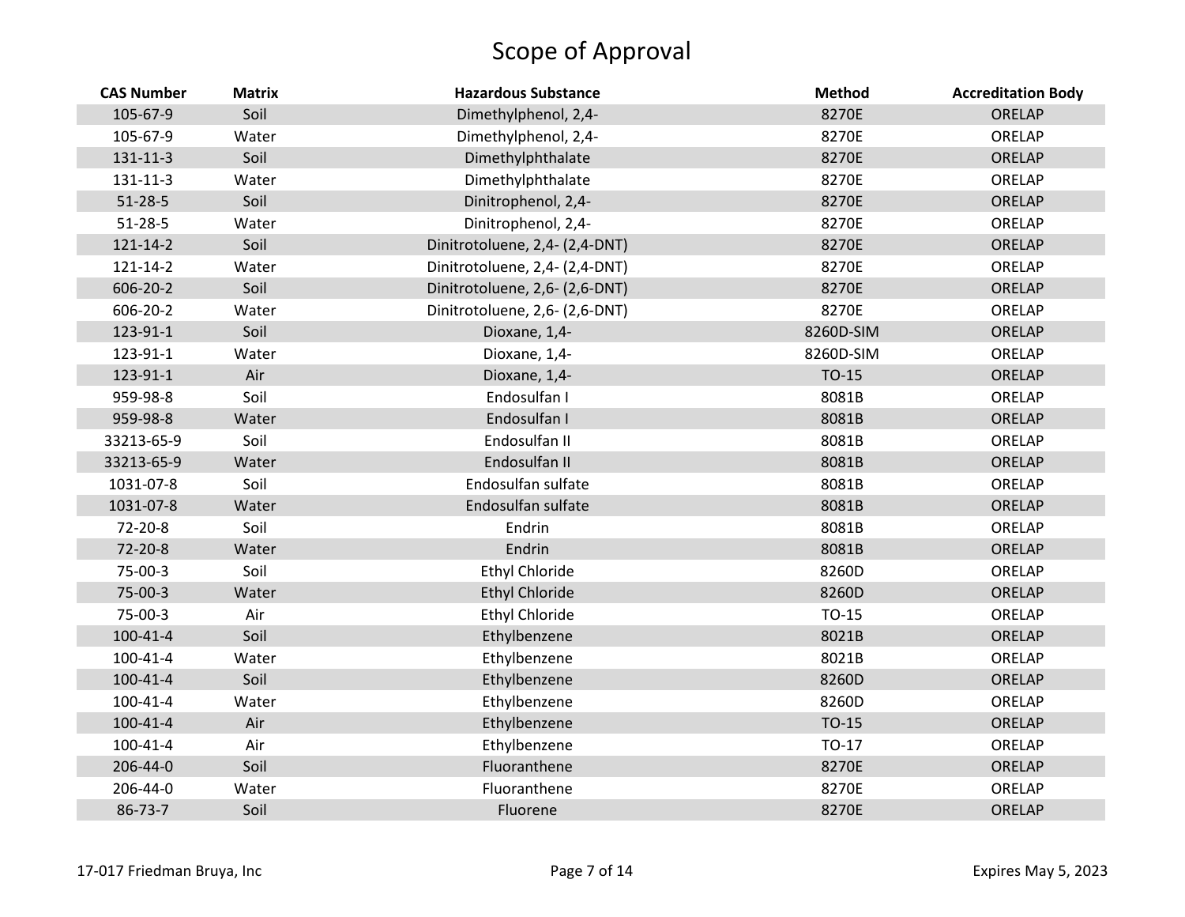# Scope of Approval

| CAS Number | Matrix | Hazardous Substance | Method | Accreditation Body |
|---|---|---|---|---|
| 105-67-9 | Soil | Dimethylphenol, 2,4- | 8270E | ORELAP |
| 105-67-9 | Water | Dimethylphenol, 2,4- | 8270E | ORELAP |
| 131-11-3 | Soil | Dimethylphthalate | 8270E | ORELAP |
| 131-11-3 | Water | Dimethylphthalate | 8270E | ORELAP |
| 51-28-5 | Soil | Dinitrophenol, 2,4- | 8270E | ORELAP |
| 51-28-5 | Water | Dinitrophenol, 2,4- | 8270E | ORELAP |
| 121-14-2 | Soil | Dinitrotoluene, 2,4- (2,4-DNT) | 8270E | ORELAP |
| 121-14-2 | Water | Dinitrotoluene, 2,4- (2,4-DNT) | 8270E | ORELAP |
| 606-20-2 | Soil | Dinitrotoluene, 2,6- (2,6-DNT) | 8270E | ORELAP |
| 606-20-2 | Water | Dinitrotoluene, 2,6- (2,6-DNT) | 8270E | ORELAP |
| 123-91-1 | Soil | Dioxane, 1,4- | 8260D-SIM | ORELAP |
| 123-91-1 | Water | Dioxane, 1,4- | 8260D-SIM | ORELAP |
| 123-91-1 | Air | Dioxane, 1,4- | TO-15 | ORELAP |
| 959-98-8 | Soil | Endosulfan I | 8081B | ORELAP |
| 959-98-8 | Water | Endosulfan I | 8081B | ORELAP |
| 33213-65-9 | Soil | Endosulfan II | 8081B | ORELAP |
| 33213-65-9 | Water | Endosulfan II | 8081B | ORELAP |
| 1031-07-8 | Soil | Endosulfan sulfate | 8081B | ORELAP |
| 1031-07-8 | Water | Endosulfan sulfate | 8081B | ORELAP |
| 72-20-8 | Soil | Endrin | 8081B | ORELAP |
| 72-20-8 | Water | Endrin | 8081B | ORELAP |
| 75-00-3 | Soil | Ethyl Chloride | 8260D | ORELAP |
| 75-00-3 | Water | Ethyl Chloride | 8260D | ORELAP |
| 75-00-3 | Air | Ethyl Chloride | TO-15 | ORELAP |
| 100-41-4 | Soil | Ethylbenzene | 8021B | ORELAP |
| 100-41-4 | Water | Ethylbenzene | 8021B | ORELAP |
| 100-41-4 | Soil | Ethylbenzene | 8260D | ORELAP |
| 100-41-4 | Water | Ethylbenzene | 8260D | ORELAP |
| 100-41-4 | Air | Ethylbenzene | TO-15 | ORELAP |
| 100-41-4 | Air | Ethylbenzene | TO-17 | ORELAP |
| 206-44-0 | Soil | Fluoranthene | 8270E | ORELAP |
| 206-44-0 | Water | Fluoranthene | 8270E | ORELAP |
| 86-73-7 | Soil | Fluorene | 8270E | ORELAP |

17-017 Friedman Bruya, Inc — Expires May 5, 2023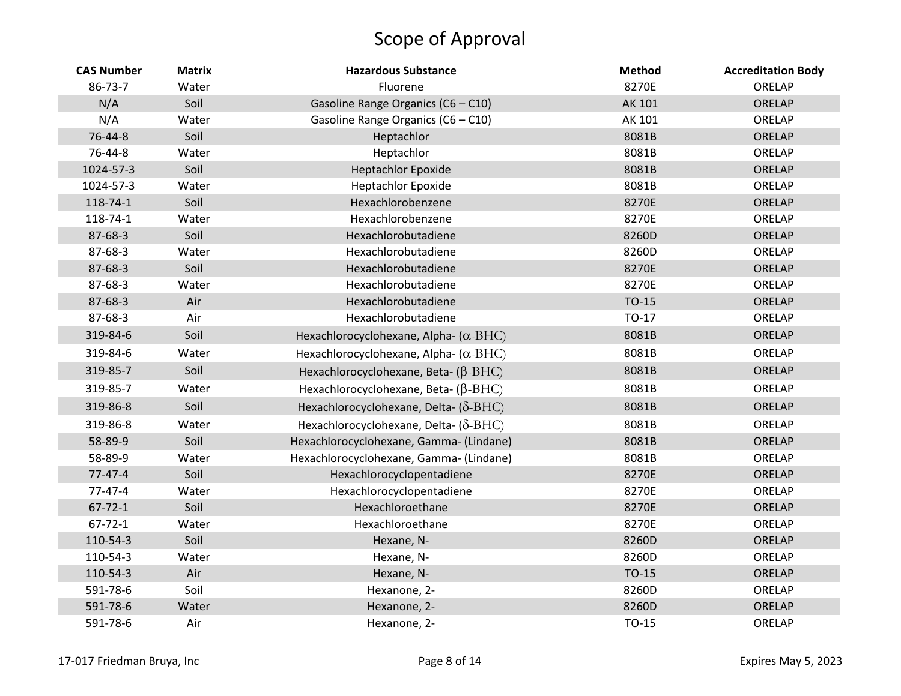# Scope of Approval

| CAS Number | Matrix | Hazardous Substance | Method | Accreditation Body |
|---|---|---|---|---|
| 86-73-7 | Water | Fluorene | 8270E | ORELAP |
| N/A | Soil | Gasoline Range Organics (C6 – C10) | AK 101 | ORELAP |
| N/A | Water | Gasoline Range Organics (C6 – C10) | AK 101 | ORELAP |
| 76-44-8 | Soil | Heptachlor | 8081B | ORELAP |
| 76-44-8 | Water | Heptachlor | 8081B | ORELAP |
| 1024-57-3 | Soil | Heptachlor Epoxide | 8081B | ORELAP |
| 1024-57-3 | Water | Heptachlor Epoxide | 8081B | ORELAP |
| 118-74-1 | Soil | Hexachlorobenzene | 8270E | ORELAP |
| 118-74-1 | Water | Hexachlorobenzene | 8270E | ORELAP |
| 87-68-3 | Soil | Hexachlorobutadiene | 8260D | ORELAP |
| 87-68-3 | Water | Hexachlorobutadiene | 8260D | ORELAP |
| 87-68-3 | Soil | Hexachlorobutadiene | 8270E | ORELAP |
| 87-68-3 | Water | Hexachlorobutadiene | 8270E | ORELAP |
| 87-68-3 | Air | Hexachlorobutadiene | TO-15 | ORELAP |
| 87-68-3 | Air | Hexachlorobutadiene | TO-17 | ORELAP |
| 319-84-6 | Soil | Hexachlorocyclohexane, Alpha- (α-BHC) | 8081B | ORELAP |
| 319-84-6 | Water | Hexachlorocyclohexane, Alpha- (α-BHC) | 8081B | ORELAP |
| 319-85-7 | Soil | Hexachlorocyclohexane, Beta- (β-BHC) | 8081B | ORELAP |
| 319-85-7 | Water | Hexachlorocyclohexane, Beta- (β-BHC) | 8081B | ORELAP |
| 319-86-8 | Soil | Hexachlorocyclohexane, Delta- (δ-BHC) | 8081B | ORELAP |
| 319-86-8 | Water | Hexachlorocyclohexane, Delta- (δ-BHC) | 8081B | ORELAP |
| 58-89-9 | Soil | Hexachlorocyclohexane, Gamma- (Lindane) | 8081B | ORELAP |
| 58-89-9 | Water | Hexachlorocyclohexane, Gamma- (Lindane) | 8081B | ORELAP |
| 77-47-4 | Soil | Hexachlorocyclopentadiene | 8270E | ORELAP |
| 77-47-4 | Water | Hexachlorocyclopentadiene | 8270E | ORELAP |
| 67-72-1 | Soil | Hexachloroethane | 8270E | ORELAP |
| 67-72-1 | Water | Hexachloroethane | 8270E | ORELAP |
| 110-54-3 | Soil | Hexane, N- | 8260D | ORELAP |
| 110-54-3 | Water | Hexane, N- | 8260D | ORELAP |
| 110-54-3 | Air | Hexane, N- | TO-15 | ORELAP |
| 591-78-6 | Soil | Hexanone, 2- | 8260D | ORELAP |
| 591-78-6 | Water | Hexanone, 2- | 8260D | ORELAP |
| 591-78-6 | Air | Hexanone, 2- | TO-15 | ORELAP |

17-017 Friedman Bruya, Inc | Expires May 5, 2023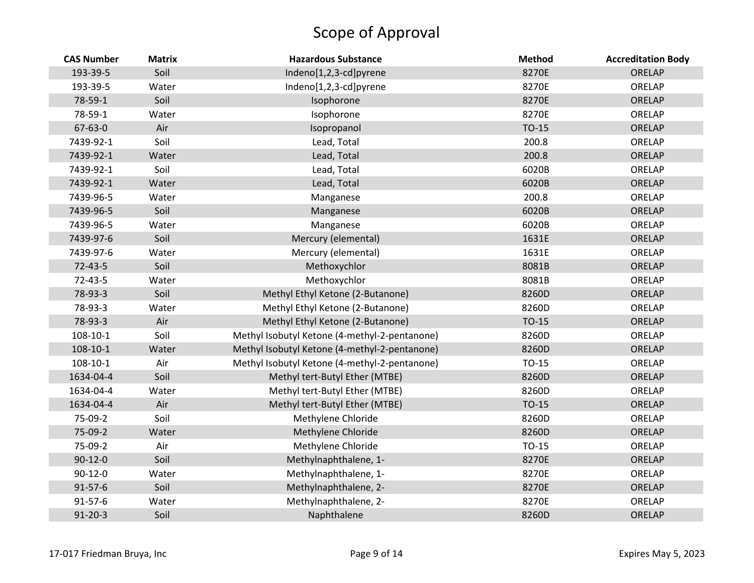# Scope of Approval

| CAS Number | Matrix | Hazardous Substance | Method | Accreditation Body |
|---|---|---|---|---|
| 193-39-5 | Soil | Indeno[1,2,3-cd]pyrene | 8270E | ORELAP |
| 193-39-5 | Water | Indeno[1,2,3-cd]pyrene | 8270E | ORELAP |
| 78-59-1 | Soil | Isophorone | 8270E | ORELAP |
| 78-59-1 | Water | Isophorone | 8270E | ORELAP |
| 67-63-0 | Air | Isopropanol | TO-15 | ORELAP |
| 7439-92-1 | Soil | Lead, Total | 200.8 | ORELAP |
| 7439-92-1 | Water | Lead, Total | 200.8 | ORELAP |
| 7439-92-1 | Soil | Lead, Total | 6020B | ORELAP |
| 7439-92-1 | Water | Lead, Total | 6020B | ORELAP |
| 7439-96-5 | Water | Manganese | 200.8 | ORELAP |
| 7439-96-5 | Soil | Manganese | 6020B | ORELAP |
| 7439-96-5 | Water | Manganese | 6020B | ORELAP |
| 7439-97-6 | Soil | Mercury (elemental) | 1631E | ORELAP |
| 7439-97-6 | Water | Mercury (elemental) | 1631E | ORELAP |
| 72-43-5 | Soil | Methoxychlor | 8081B | ORELAP |
| 72-43-5 | Water | Methoxychlor | 8081B | ORELAP |
| 78-93-3 | Soil | Methyl Ethyl Ketone (2-Butanone) | 8260D | ORELAP |
| 78-93-3 | Water | Methyl Ethyl Ketone (2-Butanone) | 8260D | ORELAP |
| 78-93-3 | Air | Methyl Ethyl Ketone (2-Butanone) | TO-15 | ORELAP |
| 108-10-1 | Soil | Methyl Isobutyl Ketone (4-methyl-2-pentanone) | 8260D | ORELAP |
| 108-10-1 | Water | Methyl Isobutyl Ketone (4-methyl-2-pentanone) | 8260D | ORELAP |
| 108-10-1 | Air | Methyl Isobutyl Ketone (4-methyl-2-pentanone) | TO-15 | ORELAP |
| 1634-04-4 | Soil | Methyl tert-Butyl Ether (MTBE) | 8260D | ORELAP |
| 1634-04-4 | Water | Methyl tert-Butyl Ether (MTBE) | 8260D | ORELAP |
| 1634-04-4 | Air | Methyl tert-Butyl Ether (MTBE) | TO-15 | ORELAP |
| 75-09-2 | Soil | Methylene Chloride | 8260D | ORELAP |
| 75-09-2 | Water | Methylene Chloride | 8260D | ORELAP |
| 75-09-2 | Air | Methylene Chloride | TO-15 | ORELAP |
| 90-12-0 | Soil | Methylnaphthalene, 1- | 8270E | ORELAP |
| 90-12-0 | Water | Methylnaphthalene, 1- | 8270E | ORELAP |
| 91-57-6 | Soil | Methylnaphthalene, 2- | 8270E | ORELAP |
| 91-57-6 | Water | Methylnaphthalene, 2- | 8270E | ORELAP |
| 91-20-3 | Soil | Naphthalene | 8260D | ORELAP |

17-017 Friedman Bruya, Inc

Expires May 5, 2023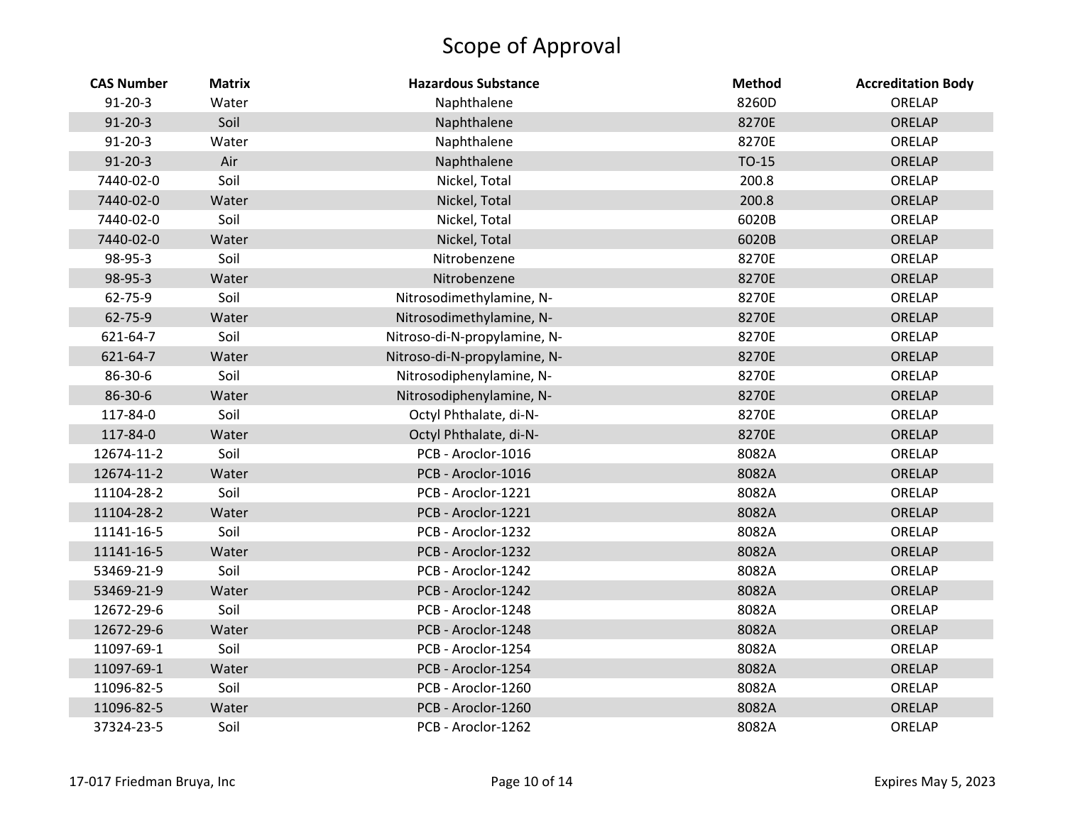# Scope of Approval

| CAS Number | Matrix | Hazardous Substance | Method | Accreditation Body |
|---|---|---|---|---|
| 91-20-3 | Water | Naphthalene | 8260D | ORELAP |
| 91-20-3 | Soil | Naphthalene | 8270E | ORELAP |
| 91-20-3 | Water | Naphthalene | 8270E | ORELAP |
| 91-20-3 | Air | Naphthalene | TO-15 | ORELAP |
| 7440-02-0 | Soil | Nickel, Total | 200.8 | ORELAP |
| 7440-02-0 | Water | Nickel, Total | 200.8 | ORELAP |
| 7440-02-0 | Soil | Nickel, Total | 6020B | ORELAP |
| 7440-02-0 | Water | Nickel, Total | 6020B | ORELAP |
| 98-95-3 | Soil | Nitrobenzene | 8270E | ORELAP |
| 98-95-3 | Water | Nitrobenzene | 8270E | ORELAP |
| 62-75-9 | Soil | Nitrosodimethylamine, N- | 8270E | ORELAP |
| 62-75-9 | Water | Nitrosodimethylamine, N- | 8270E | ORELAP |
| 621-64-7 | Soil | Nitroso-di-N-propylamine, N- | 8270E | ORELAP |
| 621-64-7 | Water | Nitroso-di-N-propylamine, N- | 8270E | ORELAP |
| 86-30-6 | Soil | Nitrosodiphenylamine, N- | 8270E | ORELAP |
| 86-30-6 | Water | Nitrosodiphenylamine, N- | 8270E | ORELAP |
| 117-84-0 | Soil | Octyl Phthalate, di-N- | 8270E | ORELAP |
| 117-84-0 | Water | Octyl Phthalate, di-N- | 8270E | ORELAP |
| 12674-11-2 | Soil | PCB - Aroclor-1016 | 8082A | ORELAP |
| 12674-11-2 | Water | PCB - Aroclor-1016 | 8082A | ORELAP |
| 11104-28-2 | Soil | PCB - Aroclor-1221 | 8082A | ORELAP |
| 11104-28-2 | Water | PCB - Aroclor-1221 | 8082A | ORELAP |
| 11141-16-5 | Soil | PCB - Aroclor-1232 | 8082A | ORELAP |
| 11141-16-5 | Water | PCB - Aroclor-1232 | 8082A | ORELAP |
| 53469-21-9 | Soil | PCB - Aroclor-1242 | 8082A | ORELAP |
| 53469-21-9 | Water | PCB - Aroclor-1242 | 8082A | ORELAP |
| 12672-29-6 | Soil | PCB - Aroclor-1248 | 8082A | ORELAP |
| 12672-29-6 | Water | PCB - Aroclor-1248 | 8082A | ORELAP |
| 11097-69-1 | Soil | PCB - Aroclor-1254 | 8082A | ORELAP |
| 11097-69-1 | Water | PCB - Aroclor-1254 | 8082A | ORELAP |
| 11096-82-5 | Soil | PCB - Aroclor-1260 | 8082A | ORELAP |
| 11096-82-5 | Water | PCB - Aroclor-1260 | 8082A | ORELAP |
| 37324-23-5 | Soil | PCB - Aroclor-1262 | 8082A | ORELAP |

17-017 Friedman Bruya, Inc

Expires May 5, 2023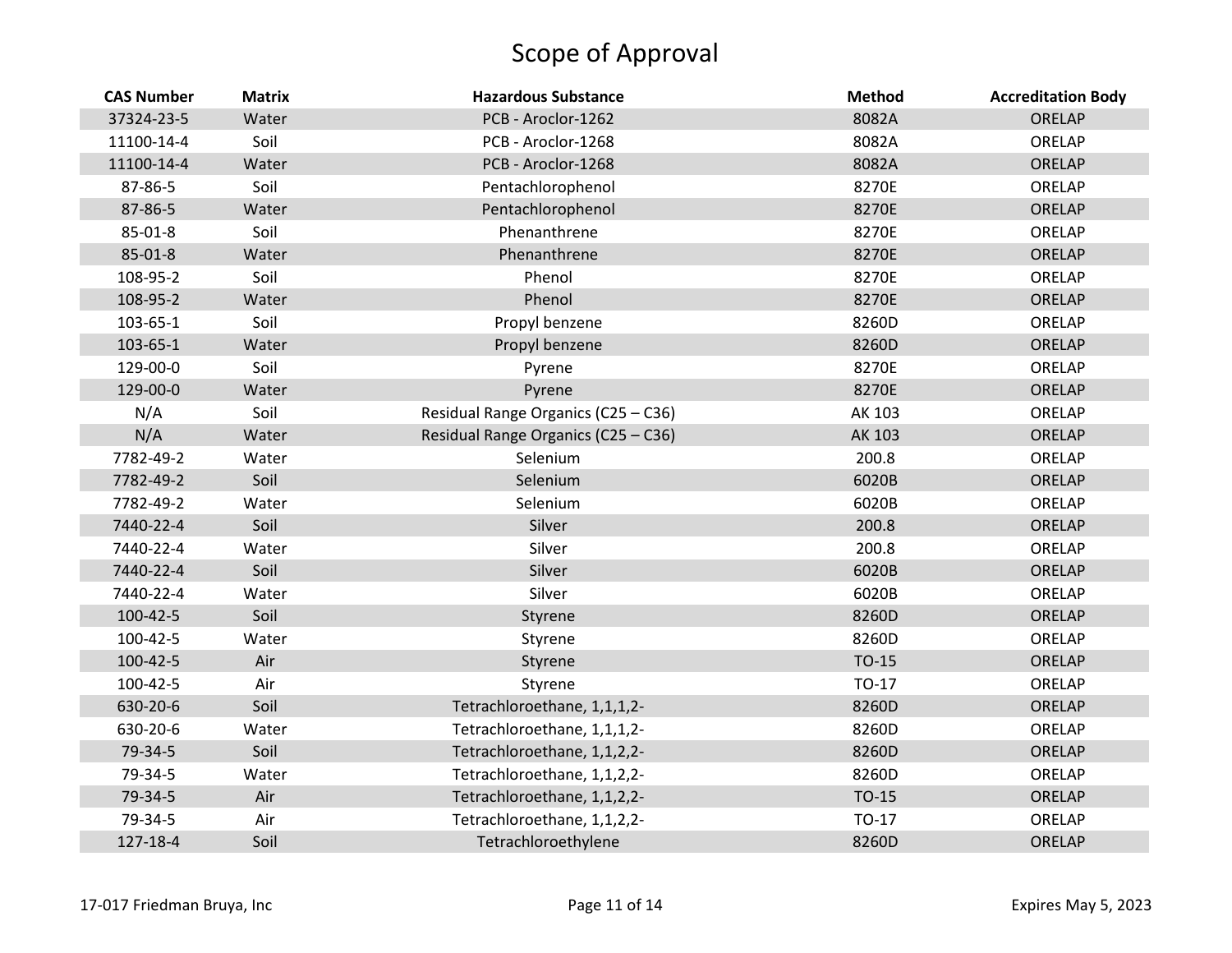# Scope of Approval

| CAS Number | Matrix | Hazardous Substance | Method | Accreditation Body |
|---|---|---|---|---|
| 37324-23-5 | Water | PCB - Aroclor-1262 | 8082A | ORELAP |
| 11100-14-4 | Soil | PCB - Aroclor-1268 | 8082A | ORELAP |
| 11100-14-4 | Water | PCB - Aroclor-1268 | 8082A | ORELAP |
| 87-86-5 | Soil | Pentachlorophenol | 8270E | ORELAP |
| 87-86-5 | Water | Pentachlorophenol | 8270E | ORELAP |
| 85-01-8 | Soil | Phenanthrene | 8270E | ORELAP |
| 85-01-8 | Water | Phenanthrene | 8270E | ORELAP |
| 108-95-2 | Soil | Phenol | 8270E | ORELAP |
| 108-95-2 | Water | Phenol | 8270E | ORELAP |
| 103-65-1 | Soil | Propyl benzene | 8260D | ORELAP |
| 103-65-1 | Water | Propyl benzene | 8260D | ORELAP |
| 129-00-0 | Soil | Pyrene | 8270E | ORELAP |
| 129-00-0 | Water | Pyrene | 8270E | ORELAP |
| N/A | Soil | Residual Range Organics (C25 – C36) | AK 103 | ORELAP |
| N/A | Water | Residual Range Organics (C25 – C36) | AK 103 | ORELAP |
| 7782-49-2 | Water | Selenium | 200.8 | ORELAP |
| 7782-49-2 | Soil | Selenium | 6020B | ORELAP |
| 7782-49-2 | Water | Selenium | 6020B | ORELAP |
| 7440-22-4 | Soil | Silver | 200.8 | ORELAP |
| 7440-22-4 | Water | Silver | 200.8 | ORELAP |
| 7440-22-4 | Soil | Silver | 6020B | ORELAP |
| 7440-22-4 | Water | Silver | 6020B | ORELAP |
| 100-42-5 | Soil | Styrene | 8260D | ORELAP |
| 100-42-5 | Water | Styrene | 8260D | ORELAP |
| 100-42-5 | Air | Styrene | TO-15 | ORELAP |
| 100-42-5 | Air | Styrene | TO-17 | ORELAP |
| 630-20-6 | Soil | Tetrachloroethane, 1,1,1,2- | 8260D | ORELAP |
| 630-20-6 | Water | Tetrachloroethane, 1,1,1,2- | 8260D | ORELAP |
| 79-34-5 | Soil | Tetrachloroethane, 1,1,2,2- | 8260D | ORELAP |
| 79-34-5 | Water | Tetrachloroethane, 1,1,2,2- | 8260D | ORELAP |
| 79-34-5 | Air | Tetrachloroethane, 1,1,2,2- | TO-15 | ORELAP |
| 79-34-5 | Air | Tetrachloroethane, 1,1,2,2- | TO-17 | ORELAP |
| 127-18-4 | Soil | Tetrachloroethylene | 8260D | ORELAP |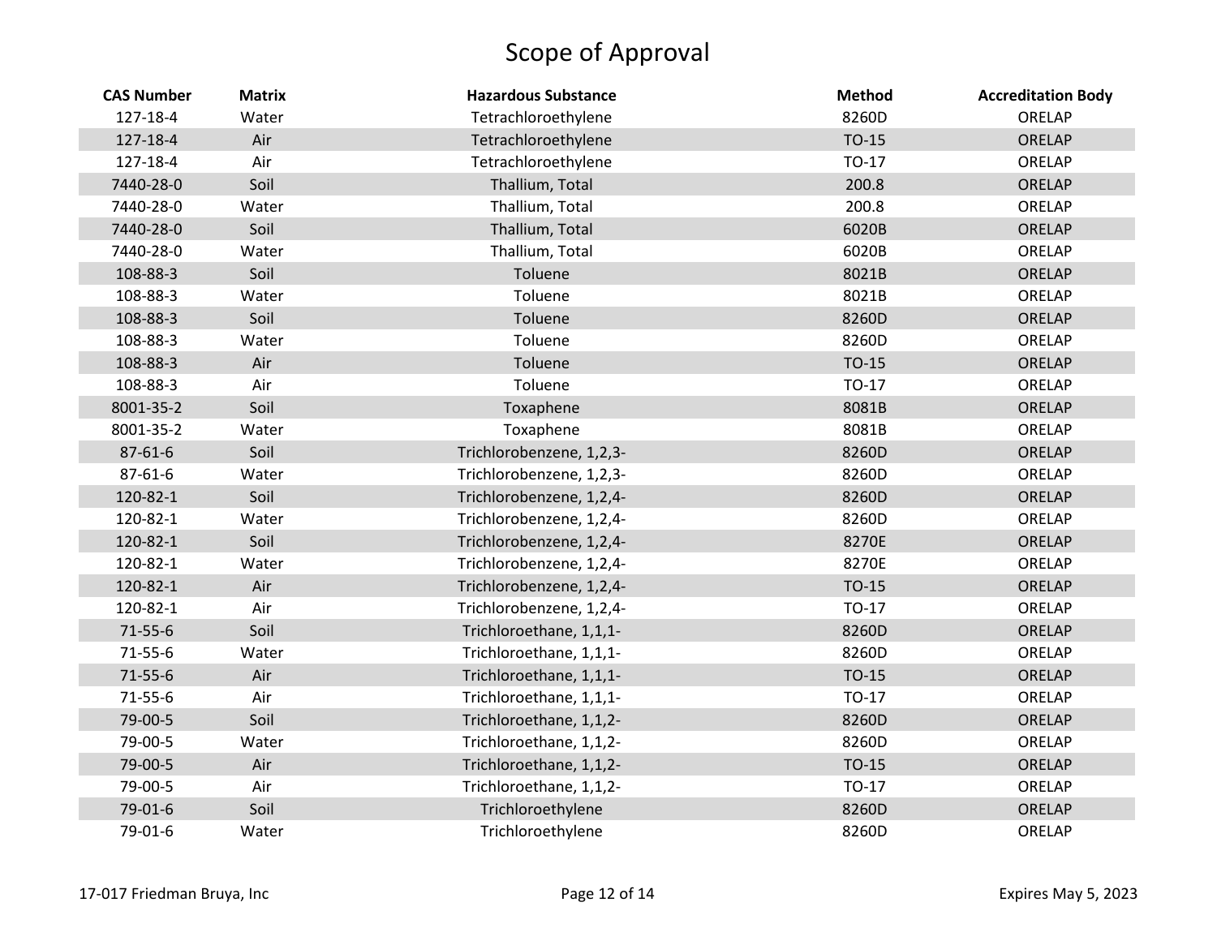# Scope of Approval

| CAS Number | Matrix | Hazardous Substance | Method | Accreditation Body |
|---|---|---|---|---|
| 127-18-4 | Water | Tetrachloroethylene | 8260D | ORELAP |
| 127-18-4 | Air | Tetrachloroethylene | TO-15 | ORELAP |
| 127-18-4 | Air | Tetrachloroethylene | TO-17 | ORELAP |
| 7440-28-0 | Soil | Thallium, Total | 200.8 | ORELAP |
| 7440-28-0 | Water | Thallium, Total | 200.8 | ORELAP |
| 7440-28-0 | Soil | Thallium, Total | 6020B | ORELAP |
| 7440-28-0 | Water | Thallium, Total | 6020B | ORELAP |
| 108-88-3 | Soil | Toluene | 8021B | ORELAP |
| 108-88-3 | Water | Toluene | 8021B | ORELAP |
| 108-88-3 | Soil | Toluene | 8260D | ORELAP |
| 108-88-3 | Water | Toluene | 8260D | ORELAP |
| 108-88-3 | Air | Toluene | TO-15 | ORELAP |
| 108-88-3 | Air | Toluene | TO-17 | ORELAP |
| 8001-35-2 | Soil | Toxaphene | 8081B | ORELAP |
| 8001-35-2 | Water | Toxaphene | 8081B | ORELAP |
| 87-61-6 | Soil | Trichlorobenzene, 1,2,3- | 8260D | ORELAP |
| 87-61-6 | Water | Trichlorobenzene, 1,2,3- | 8260D | ORELAP |
| 120-82-1 | Soil | Trichlorobenzene, 1,2,4- | 8260D | ORELAP |
| 120-82-1 | Water | Trichlorobenzene, 1,2,4- | 8260D | ORELAP |
| 120-82-1 | Soil | Trichlorobenzene, 1,2,4- | 8270E | ORELAP |
| 120-82-1 | Water | Trichlorobenzene, 1,2,4- | 8270E | ORELAP |
| 120-82-1 | Air | Trichlorobenzene, 1,2,4- | TO-15 | ORELAP |
| 120-82-1 | Air | Trichlorobenzene, 1,2,4- | TO-17 | ORELAP |
| 71-55-6 | Soil | Trichloroethane, 1,1,1- | 8260D | ORELAP |
| 71-55-6 | Water | Trichloroethane, 1,1,1- | 8260D | ORELAP |
| 71-55-6 | Air | Trichloroethane, 1,1,1- | TO-15 | ORELAP |
| 71-55-6 | Air | Trichloroethane, 1,1,1- | TO-17 | ORELAP |
| 79-00-5 | Soil | Trichloroethane, 1,1,2- | 8260D | ORELAP |
| 79-00-5 | Water | Trichloroethane, 1,1,2- | 8260D | ORELAP |
| 79-00-5 | Air | Trichloroethane, 1,1,2- | TO-15 | ORELAP |
| 79-00-5 | Air | Trichloroethane, 1,1,2- | TO-17 | ORELAP |
| 79-01-6 | Soil | Trichloroethylene | 8260D | ORELAP |
| 79-01-6 | Water | Trichloroethylene | 8260D | ORELAP |

17-017 Friedman Bruya, Inc

Expires May 5, 2023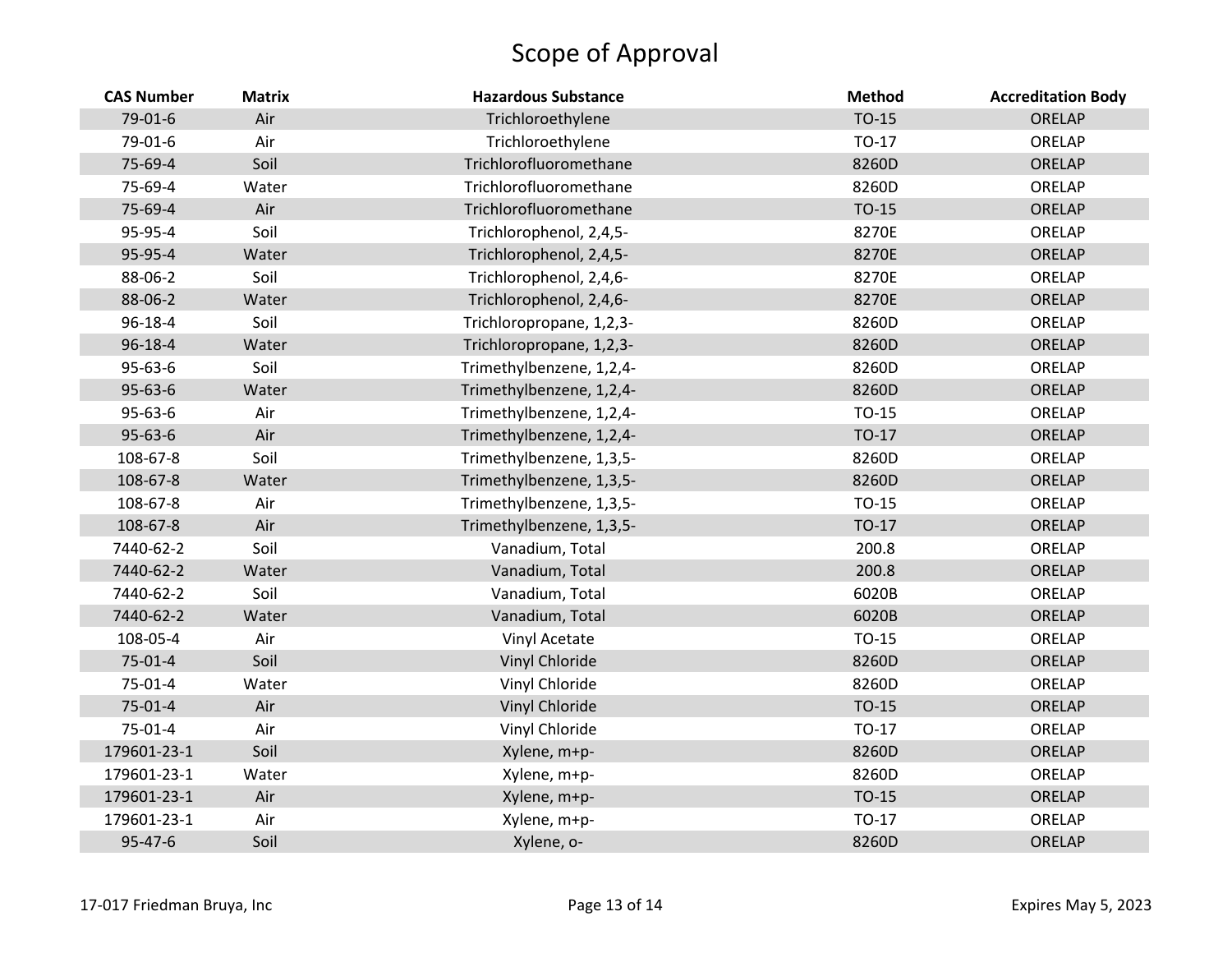# Scope of Approval

| CAS Number | Matrix | Hazardous Substance | Method | Accreditation Body |
|---|---|---|---|---|
| 79-01-6 | Air | Trichloroethylene | TO-15 | ORELAP |
| 79-01-6 | Air | Trichloroethylene | TO-17 | ORELAP |
| 75-69-4 | Soil | Trichlorofluoromethane | 8260D | ORELAP |
| 75-69-4 | Water | Trichlorofluoromethane | 8260D | ORELAP |
| 75-69-4 | Air | Trichlorofluoromethane | TO-15 | ORELAP |
| 95-95-4 | Soil | Trichlorophenol, 2,4,5- | 8270E | ORELAP |
| 95-95-4 | Water | Trichlorophenol, 2,4,5- | 8270E | ORELAP |
| 88-06-2 | Soil | Trichlorophenol, 2,4,6- | 8270E | ORELAP |
| 88-06-2 | Water | Trichlorophenol, 2,4,6- | 8270E | ORELAP |
| 96-18-4 | Soil | Trichloropropane, 1,2,3- | 8260D | ORELAP |
| 96-18-4 | Water | Trichloropropane, 1,2,3- | 8260D | ORELAP |
| 95-63-6 | Soil | Trimethylbenzene, 1,2,4- | 8260D | ORELAP |
| 95-63-6 | Water | Trimethylbenzene, 1,2,4- | 8260D | ORELAP |
| 95-63-6 | Air | Trimethylbenzene, 1,2,4- | TO-15 | ORELAP |
| 95-63-6 | Air | Trimethylbenzene, 1,2,4- | TO-17 | ORELAP |
| 108-67-8 | Soil | Trimethylbenzene, 1,3,5- | 8260D | ORELAP |
| 108-67-8 | Water | Trimethylbenzene, 1,3,5- | 8260D | ORELAP |
| 108-67-8 | Air | Trimethylbenzene, 1,3,5- | TO-15 | ORELAP |
| 108-67-8 | Air | Trimethylbenzene, 1,3,5- | TO-17 | ORELAP |
| 7440-62-2 | Soil | Vanadium, Total | 200.8 | ORELAP |
| 7440-62-2 | Water | Vanadium, Total | 200.8 | ORELAP |
| 7440-62-2 | Soil | Vanadium, Total | 6020B | ORELAP |
| 7440-62-2 | Water | Vanadium, Total | 6020B | ORELAP |
| 108-05-4 | Air | Vinyl Acetate | TO-15 | ORELAP |
| 75-01-4 | Soil | Vinyl Chloride | 8260D | ORELAP |
| 75-01-4 | Water | Vinyl Chloride | 8260D | ORELAP |
| 75-01-4 | Air | Vinyl Chloride | TO-15 | ORELAP |
| 75-01-4 | Air | Vinyl Chloride | TO-17 | ORELAP |
| 179601-23-1 | Soil | Xylene, m+p- | 8260D | ORELAP |
| 179601-23-1 | Water | Xylene, m+p- | 8260D | ORELAP |
| 179601-23-1 | Air | Xylene, m+p- | TO-15 | ORELAP |
| 179601-23-1 | Air | Xylene, m+p- | TO-17 | ORELAP |
| 95-47-6 | Soil | Xylene, o- | 8260D | ORELAP |

17-017 Friedman Bruya, Inc

Expires May 5, 2023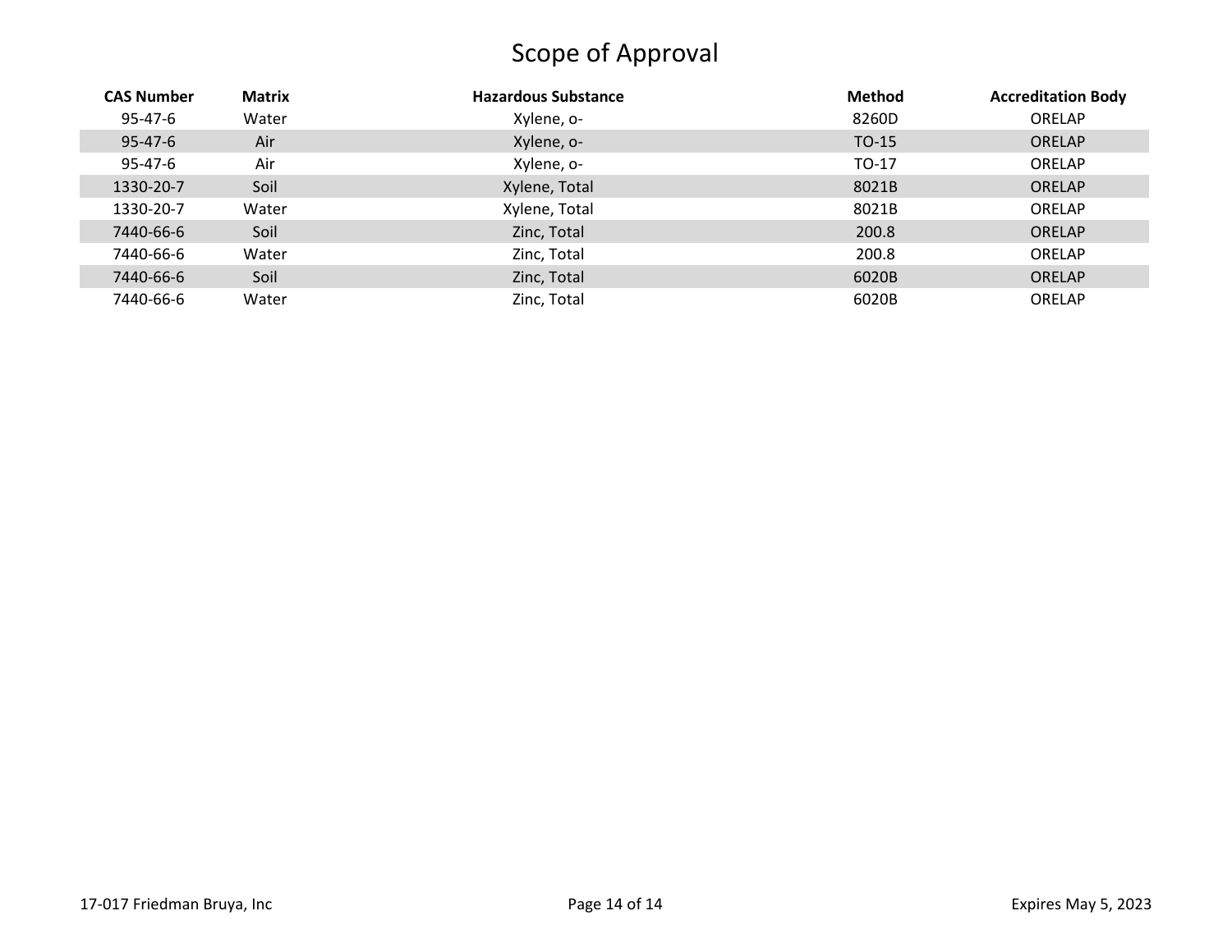# Scope of Approval

| CAS Number | Matrix | Hazardous Substance | Method | Accreditation Body |
|---|---|---|---|---|
| 95-47-6 | Water | Xylene, o- | 8260D | ORELAP |
| 95-47-6 | Air | Xylene, o- | TO-15 | ORELAP |
| 95-47-6 | Air | Xylene, o- | TO-17 | ORELAP |
| 1330-20-7 | Soil | Xylene, Total | 8021B | ORELAP |
| 1330-20-7 | Water | Xylene, Total | 8021B | ORELAP |
| 7440-66-6 | Soil | Zinc, Total | 200.8 | ORELAP |
| 7440-66-6 | Water | Zinc, Total | 200.8 | ORELAP |
| 7440-66-6 | Soil | Zinc, Total | 6020B | ORELAP |
| 7440-66-6 | Water | Zinc, Total | 6020B | ORELAP |